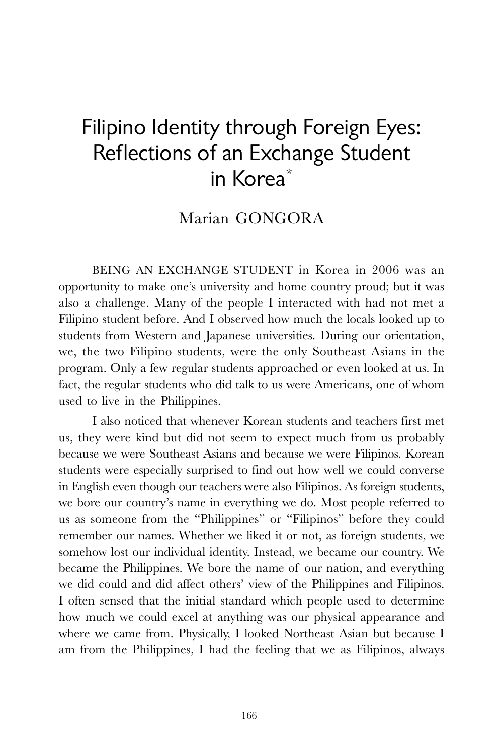# Filipino Identity through Foreign Eyes: Reflections of an Exchange Student in Korea*

Marian GONGORA

BEING AN EXCHANGE STUDENT in Korea in 2006 was an opportunity to make one's university and home country proud; but it was also a challenge. Many of the people I interacted with had not met a Filipino student before. And I observed how much the locals looked up to students from Western and Japanese universities. During our orientation, we, the two Filipino students, were the only Southeast Asians in the program. Only a few regular students approached or even looked at us. In fact, the regular students who did talk to us were Americans, one of whom used to live in the Philippines.

I also noticed that whenever Korean students and teachers first met us, they were kind but did not seem to expect much from us probably because we were Southeast Asians and because we were Filipinos. Korean students were especially surprised to find out how well we could converse in English even though our teachers were also Filipinos. As foreign students, we bore our country's name in everything we do. Most people referred to us as someone from the "Philippines" or "Filipinos" before they could remember our names. Whether we liked it or not, as foreign students, we somehow lost our individual identity. Instead, we became our country. We became the Philippines. We bore the name of our nation, and everything we did could and did affect others' view of the Philippines and Filipinos. I often sensed that the initial standard which people used to determine how much we could excel at anything was our physical appearance and where we came from. Physically, I looked Northeast Asian but because I am from the Philippines, I had the feeling that we as Filipinos, always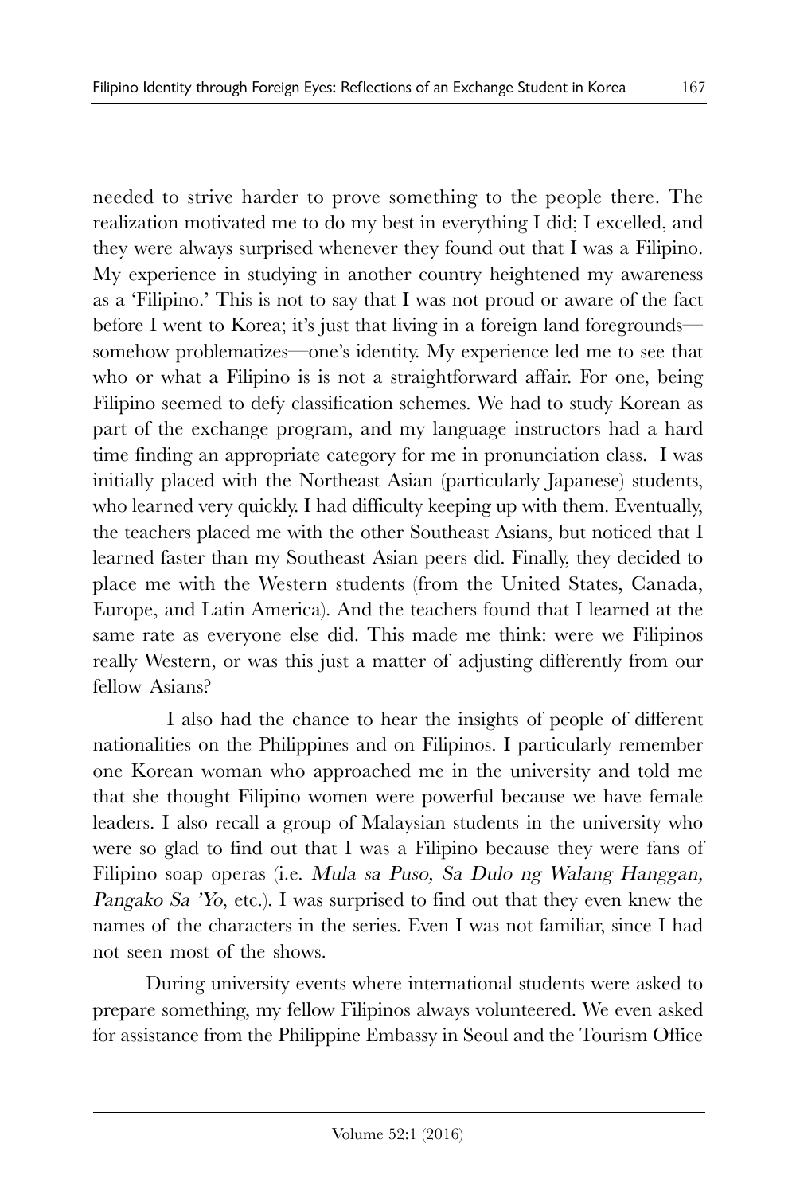needed to strive harder to prove something to the people there. The realization motivated me to do my best in everything I did; I excelled, and they were always surprised whenever they found out that I was a Filipino. My experience in studying in another country heightened my awareness as a 'Filipino.' This is not to say that I was not proud or aware of the fact before I went to Korea; it's just that living in a foreign land foregrounds—somehow problematizes—one's identity. My experience led me to see that who or what a Filipino is is not a straightforward affair. For one, being Filipino seemed to defy classification schemes. We had to study Korean as part of the exchange program, and my language instructors had a hard time finding an appropriate category for me in pronunciation class. I was initially placed with the Northeast Asian (particularly Japanese) students, who learned very quickly. I had difficulty keeping up with them. Eventually, the teachers placed me with the other Southeast Asians, but noticed that I learned faster than my Southeast Asian peers did. Finally, they decided to place me with the Western students (from the United States, Canada, Europe, and Latin America). And the teachers found that I learned at the same rate as everyone else did. This made me think: were we Filipinos really Western, or was this just a matter of adjusting differently from our fellow Asians?

I also had the chance to hear the insights of people of different nationalities on the Philippines and on Filipinos. I particularly remember one Korean woman who approached me in the university and told me that she thought Filipino women were powerful because we have female leaders. I also recall a group of Malaysian students in the university who were so glad to find out that I was a Filipino because they were fans of Filipino soap operas (i.e. *Mula sa Puso, Sa Dulo ng Walang Hanggan, Pangako Sa 'Yo*, etc.). I was surprised to find out that they even knew the names of the characters in the series. Even I was not familiar, since I had not seen most of the shows.

During university events where international students were asked to prepare something, my fellow Filipinos always volunteered. We even asked for assistance from the Philippine Embassy in Seoul and the Tourism Office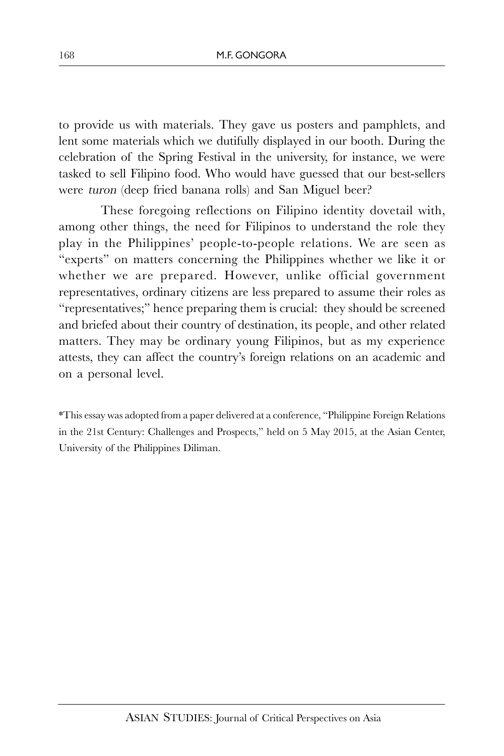to provide us with materials. They gave us posters and pamphlets, and lent some materials which we dutifully displayed in our booth. During the celebration of the Spring Festival in the university, for instance, we were tasked to sell Filipino food. Who would have guessed that our best-sellers were *turon* (deep fried banana rolls) and San Miguel beer?

These foregoing reflections on Filipino identity dovetail with, among other things, the need for Filipinos to understand the role they play in the Philippines' people-to-people relations. We are seen as "experts" on matters concerning the Philippines whether we like it or whether we are prepared. However, unlike official government representatives, ordinary citizens are less prepared to assume their roles as "representatives;" hence preparing them is crucial: they should be screened and briefed about their country of destination, its people, and other related matters. They may be ordinary young Filipinos, but as my experience attests, they can affect the country's foreign relations on an academic and on a personal level.

*This essay was adopted from a paper delivered at a conference, "Philippine Foreign Relations in the 21st Century: Challenges and Prospects," held on 5 May 2015, at the Asian Center, University of the Philippines Diliman.